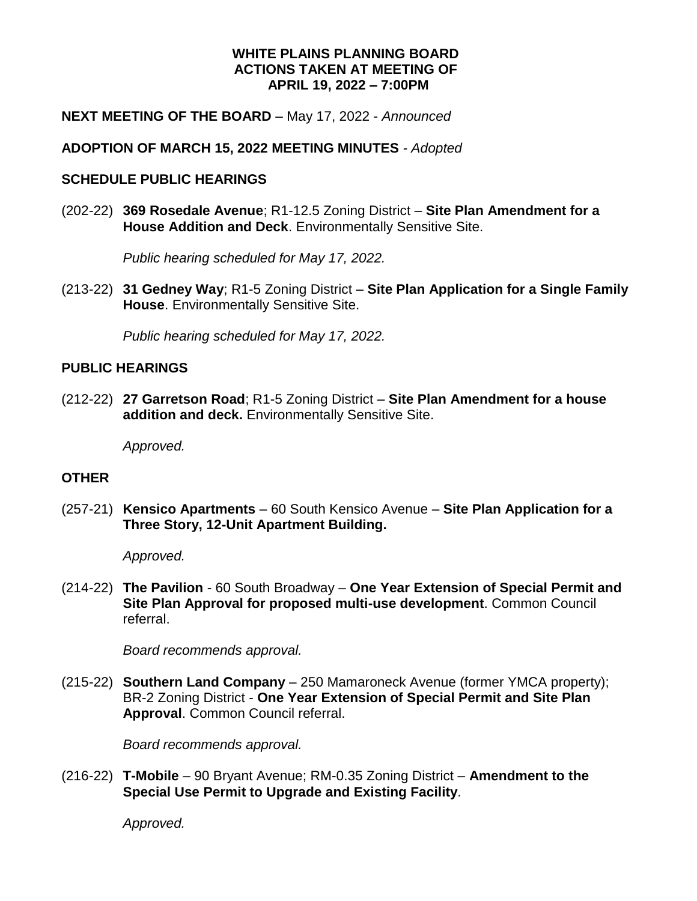# WHITE PLAINS PLANNING BOARD
## ACTIONS TAKEN AT MEETING OF
## APRIL 19, 2022 – 7:00PM

**NEXT MEETING OF THE BOARD** – May 17, 2022 - *Announced*

**ADOPTION OF MARCH 15, 2022 MEETING MINUTES** - *Adopted*

**SCHEDULE PUBLIC HEARINGS**

(202-22) **369 Rosedale Avenue**; R1-12.5 Zoning District – **Site Plan Amendment for a House Addition and Deck**. Environmentally Sensitive Site.

*Public hearing scheduled for May 17, 2022.*

(213-22) **31 Gedney Way**; R1-5 Zoning District – **Site Plan Application for a Single Family House**. Environmentally Sensitive Site.

*Public hearing scheduled for May 17, 2022.*

**PUBLIC HEARINGS**

(212-22) **27 Garretson Road**; R1-5 Zoning District – **Site Plan Amendment for a house addition and deck.** Environmentally Sensitive Site.

*Approved.*

**OTHER**

(257-21) **Kensico Apartments** – 60 South Kensico Avenue – **Site Plan Application for a Three Story, 12-Unit Apartment Building.**

*Approved.*

(214-22) **The Pavilion** - 60 South Broadway – **One Year Extension of Special Permit and Site Plan Approval for proposed multi-use development**. Common Council referral.

*Board recommends approval.*

(215-22) **Southern Land Company** – 250 Mamaroneck Avenue (former YMCA property); BR-2 Zoning District - **One Year Extension of Special Permit and Site Plan Approval**. Common Council referral.

*Board recommends approval.*

(216-22) **T-Mobile** – 90 Bryant Avenue; RM-0.35 Zoning District – **Amendment to the Special Use Permit to Upgrade and Existing Facility**.

*Approved.*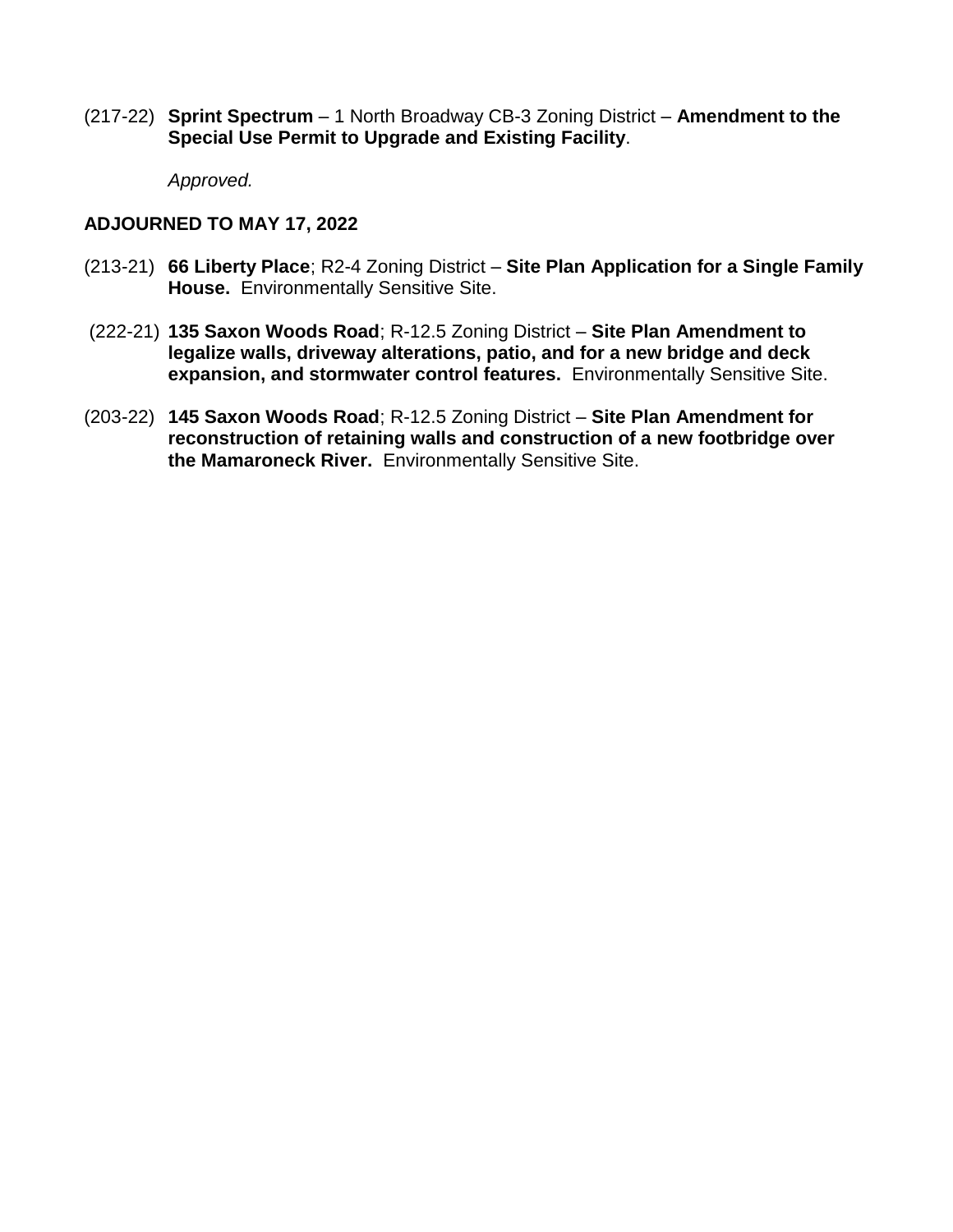(217-22) **Sprint Spectrum** – 1 North Broadway CB-3 Zoning District – **Amendment to the Special Use Permit to Upgrade and Existing Facility**.

*Approved.*

**ADJOURNED TO MAY 17, 2022**

(213-21) **66 Liberty Place**; R2-4 Zoning District – **Site Plan Application for a Single Family House.** Environmentally Sensitive Site.

(222-21) **135 Saxon Woods Road**; R-12.5 Zoning District – **Site Plan Amendment to legalize walls, driveway alterations, patio, and for a new bridge and deck expansion, and stormwater control features.** Environmentally Sensitive Site.

(203-22) **145 Saxon Woods Road**; R-12.5 Zoning District – **Site Plan Amendment for reconstruction of retaining walls and construction of a new footbridge over the Mamaroneck River.** Environmentally Sensitive Site.